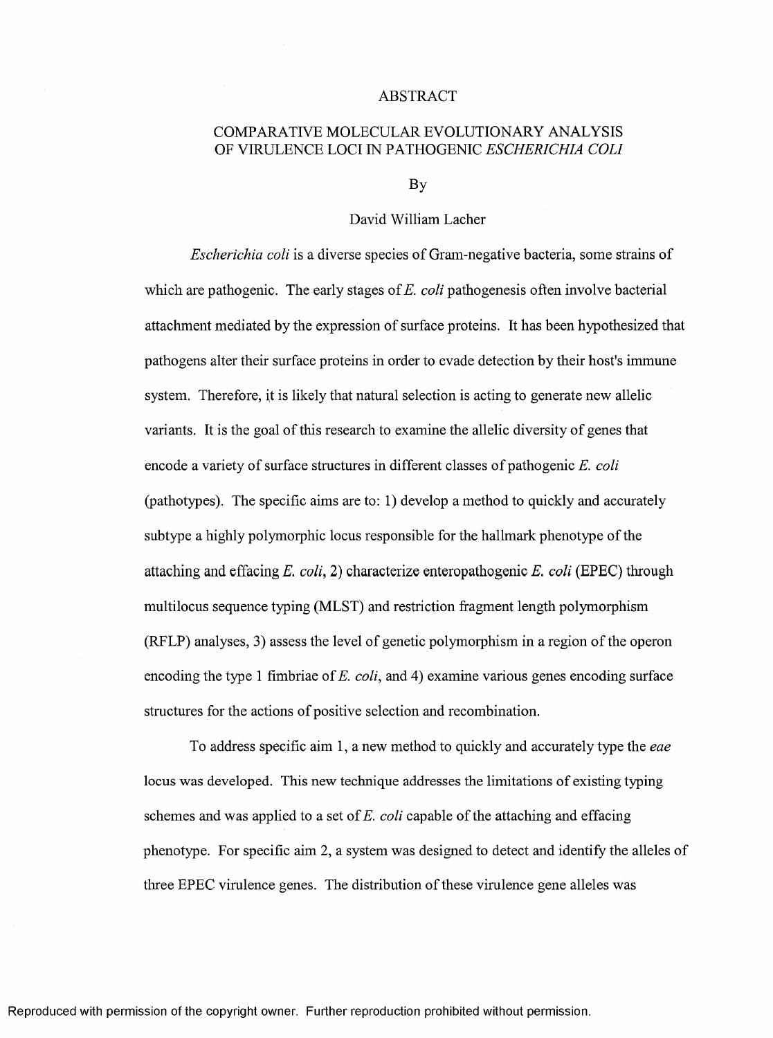# ABSTRACT

## COMPARATIVE MOLECULAR EVOLUTIONARY ANALYSIS OF VIRULENCE LOCI IN PATHOGENIC *ESCHERICHIA COLI*

By

David William Lacher

*Escherichia coli* is a diverse species of Gram-negative bacteria, some strains of which are pathogenic. The early stages of *E. coli* pathogenesis often involve bacterial attachment mediated by the expression of surface proteins. It has been hypothesized that pathogens alter their surface proteins in order to evade detection by their host's immune system. Therefore, it is likely that natural selection is acting to generate new allelic variants. It is the goal of this research to examine the allelic diversity of genes that encode a variety of surface structures in different classes of pathogenic *E. coli* (pathotypes). The specific aims are to: 1) develop a method to quickly and accurately subtype a highly polymorphic locus responsible for the hallmark phenotype of the attaching and effacing *E. coli*, 2) characterize enteropathogenic *E. coli* (EPEC) through multilocus sequence typing (MLST) and restriction fragment length polymorphism (RFLP) analyses, 3) assess the level of genetic polymorphism in a region of the operon encoding the type 1 fimbriae of *E. coli*, and 4) examine various genes encoding surface structures for the actions of positive selection and recombination.

To address specific aim 1, a new method to quickly and accurately type the *eae* locus was developed. This new technique addresses the limitations of existing typing schemes and was applied to a set of *E. coli* capable of the attaching and effacing phenotype. For specific aim 2, a system was designed to detect and identify the alleles of three EPEC virulence genes. The distribution of these virulence gene alleles was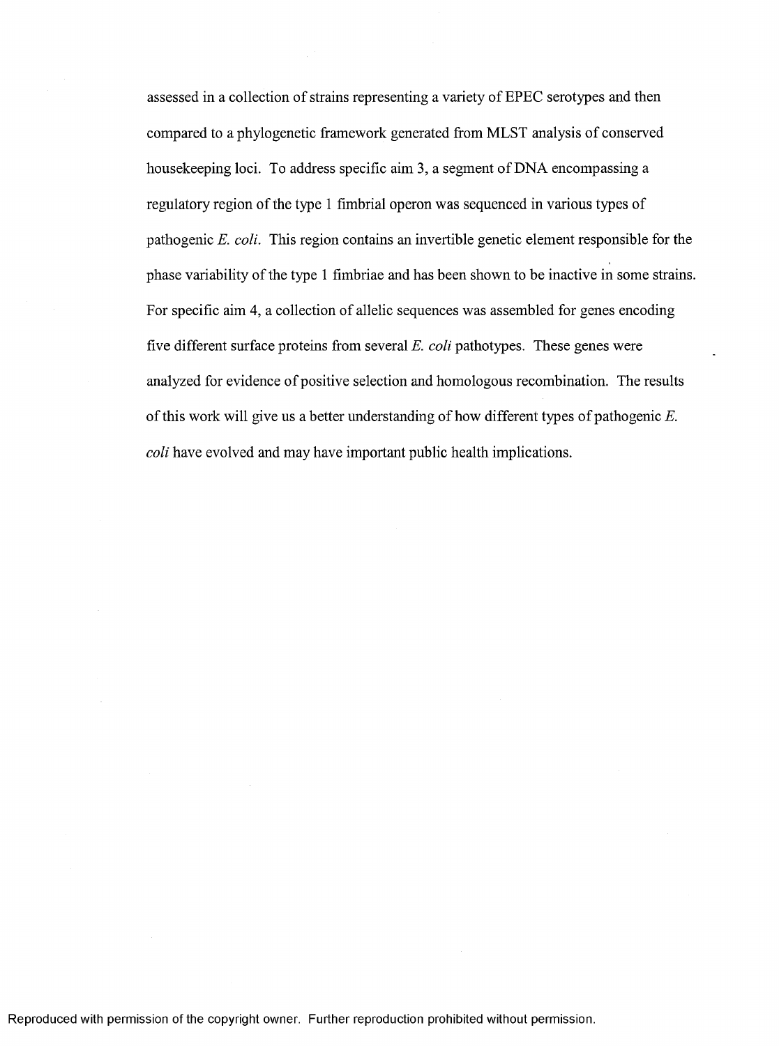assessed in a collection of strains representing a variety of EPEC serotypes and then compared to a phylogenetic framework generated from MLST analysis of conserved housekeeping loci. To address specific aim 3, a segment of DNA encompassing a regulatory region of the type 1 fimbrial operon was sequenced in various types of pathogenic *E. coli*. This region contains an invertible genetic element responsible for the phase variability of the type 1 fimbriae and has been shown to be inactive in some strains. For specific aim 4, a collection of allelic sequences was assembled for genes encoding five different surface proteins from several *E. coli* pathotypes. These genes were analyzed for evidence of positive selection and homologous recombination. The results of this work will give us a better understanding of how different types of pathogenic *E. coli* have evolved and may have important public health implications.